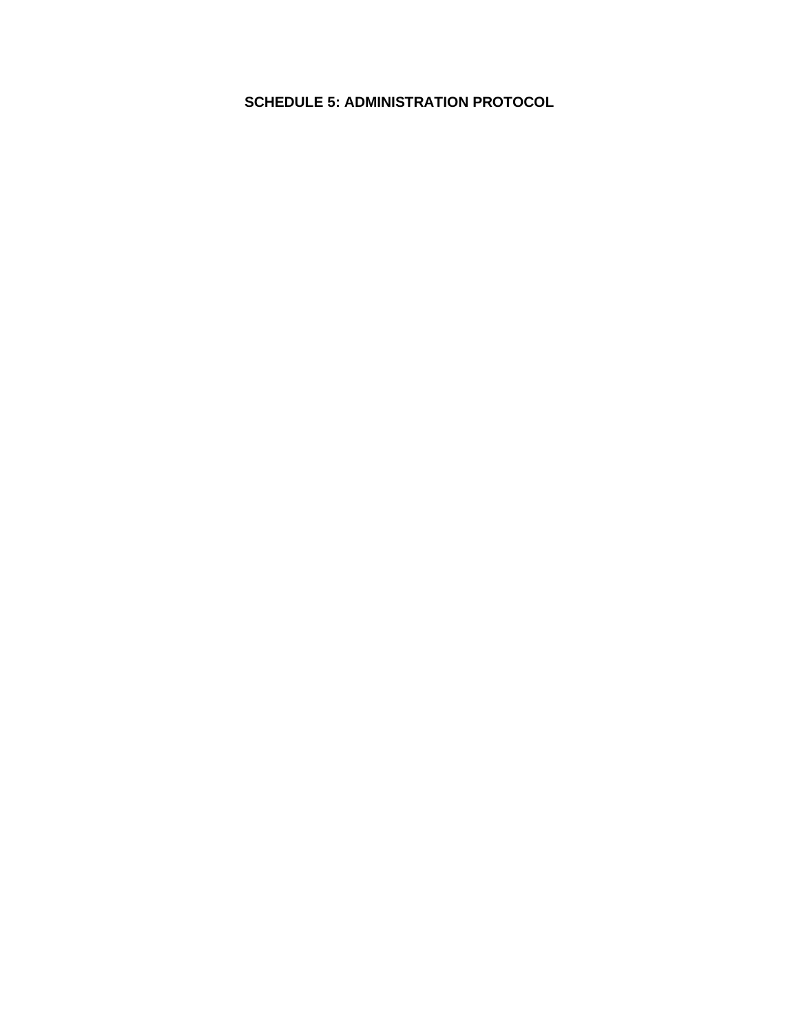# SCHEDULE 5: ADMINISTRATION PROTOCOL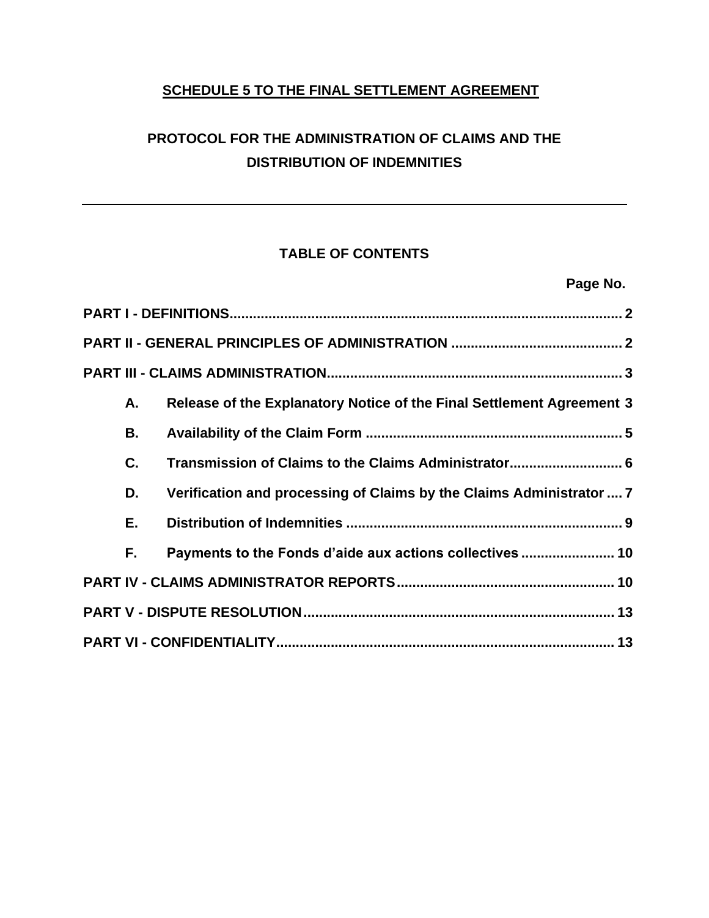**SCHEDULE 5 TO THE FINAL SETTLEMENT AGREEMENT**

# PROTOCOL FOR THE ADMINISTRATION OF CLAIMS AND THE DISTRIBUTION OF INDEMNITIES

---

## TABLE OF CONTENTS

| | | Page No. |
|---|---|---|
| **PART I - DEFINITIONS** | | **2** |
| **PART II - GENERAL PRINCIPLES OF ADMINISTRATION** | | **2** |
| **PART III - CLAIMS ADMINISTRATION** | | **3** |
| **A.** | **Release of the Explanatory Notice of the Final Settlement Agreement** | **3** |
| **B.** | **Availability of the Claim Form** | **5** |
| **C.** | **Transmission of Claims to the Claims Administrator** | **6** |
| **D.** | **Verification and processing of Claims by the Claims Administrator** | **7** |
| **E.** | **Distribution of Indemnities** | **9** |
| **F.** | **Payments to the Fonds d'aide aux actions collectives** | **10** |
| **PART IV - CLAIMS ADMINISTRATOR REPORTS** | | **10** |
| **PART V - DISPUTE RESOLUTION** | | **13** |
| **PART VI - CONFIDENTIALITY** | | **13** |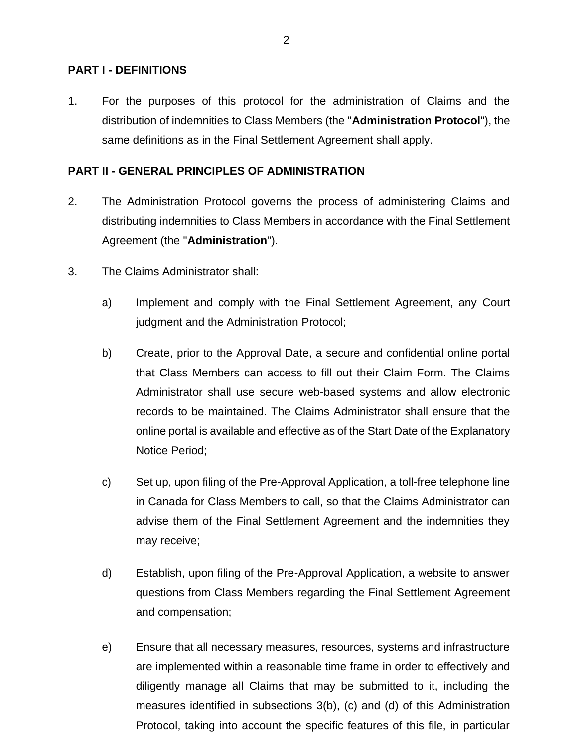## PART I - DEFINITIONS

1. For the purposes of this protocol for the administration of Claims and the distribution of indemnities to Class Members (the "**Administration Protocol**"), the same definitions as in the Final Settlement Agreement shall apply.

## PART II - GENERAL PRINCIPLES OF ADMINISTRATION

2. The Administration Protocol governs the process of administering Claims and distributing indemnities to Class Members in accordance with the Final Settlement Agreement (the "**Administration**").

3. The Claims Administrator shall:

   a) Implement and comply with the Final Settlement Agreement, any Court judgment and the Administration Protocol;

   b) Create, prior to the Approval Date, a secure and confidential online portal that Class Members can access to fill out their Claim Form. The Claims Administrator shall use secure web-based systems and allow electronic records to be maintained. The Claims Administrator shall ensure that the online portal is available and effective as of the Start Date of the Explanatory Notice Period;

   c) Set up, upon filing of the Pre-Approval Application, a toll-free telephone line in Canada for Class Members to call, so that the Claims Administrator can advise them of the Final Settlement Agreement and the indemnities they may receive;

   d) Establish, upon filing of the Pre-Approval Application, a website to answer questions from Class Members regarding the Final Settlement Agreement and compensation;

   e) Ensure that all necessary measures, resources, systems and infrastructure are implemented within a reasonable time frame in order to effectively and diligently manage all Claims that may be submitted to it, including the measures identified in subsections 3(b), (c) and (d) of this Administration Protocol, taking into account the specific features of this file, in particular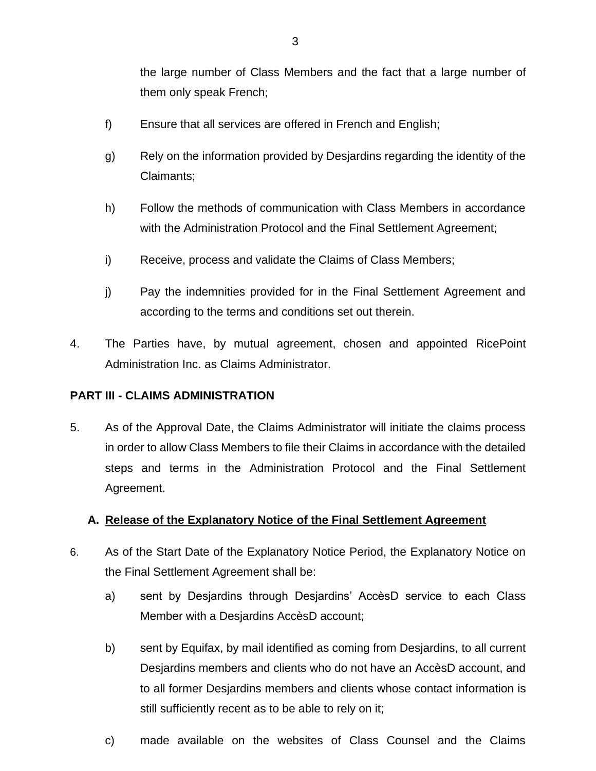the large number of Class Members and the fact that a large number of them only speak French;

f) Ensure that all services are offered in French and English;

g) Rely on the information provided by Desjardins regarding the identity of the Claimants;

h) Follow the methods of communication with Class Members in accordance with the Administration Protocol and the Final Settlement Agreement;

i) Receive, process and validate the Claims of Class Members;

j) Pay the indemnities provided for in the Final Settlement Agreement and according to the terms and conditions set out therein.

4. The Parties have, by mutual agreement, chosen and appointed RicePoint Administration Inc. as Claims Administrator.

## PART III - CLAIMS ADMINISTRATION

5. As of the Approval Date, the Claims Administrator will initiate the claims process in order to allow Class Members to file their Claims in accordance with the detailed steps and terms in the Administration Protocol and the Final Settlement Agreement.

### A. <u>Release of the Explanatory Notice of the Final Settlement Agreement</u>

6. As of the Start Date of the Explanatory Notice Period, the Explanatory Notice on the Final Settlement Agreement shall be:

a) sent by Desjardins through Desjardins' AccèsD service to each Class Member with a Desjardins AccèsD account;

b) sent by Equifax, by mail identified as coming from Desjardins, to all current Desjardins members and clients who do not have an AccèsD account, and to all former Desjardins members and clients whose contact information is still sufficiently recent as to be able to rely on it;

c) made available on the websites of Class Counsel and the Claims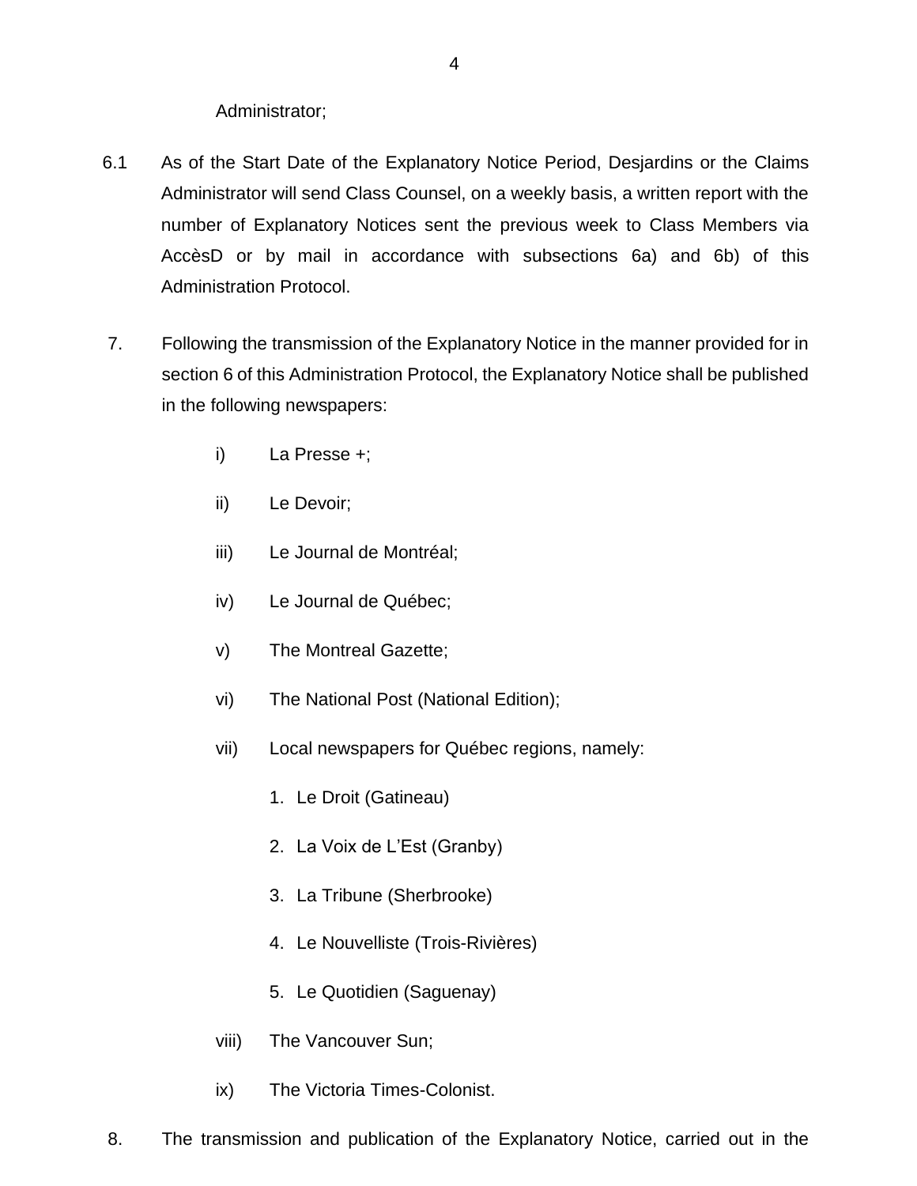Administrator;

6.1 As of the Start Date of the Explanatory Notice Period, Desjardins or the Claims Administrator will send Class Counsel, on a weekly basis, a written report with the number of Explanatory Notices sent the previous week to Class Members via AccèsD or by mail in accordance with subsections 6a) and 6b) of this Administration Protocol.

7. Following the transmission of the Explanatory Notice in the manner provided for in section 6 of this Administration Protocol, the Explanatory Notice shall be published in the following newspapers:

   i) La Presse +;

   ii) Le Devoir;

   iii) Le Journal de Montréal;

   iv) Le Journal de Québec;

   v) The Montreal Gazette;

   vi) The National Post (National Edition);

   vii) Local newspapers for Québec regions, namely:

      1. Le Droit (Gatineau)

      2. La Voix de L'Est (Granby)

      3. La Tribune (Sherbrooke)

      4. Le Nouvelliste (Trois-Rivières)

      5. Le Quotidien (Saguenay)

   viii) The Vancouver Sun;

   ix) The Victoria Times-Colonist.

8. The transmission and publication of the Explanatory Notice, carried out in the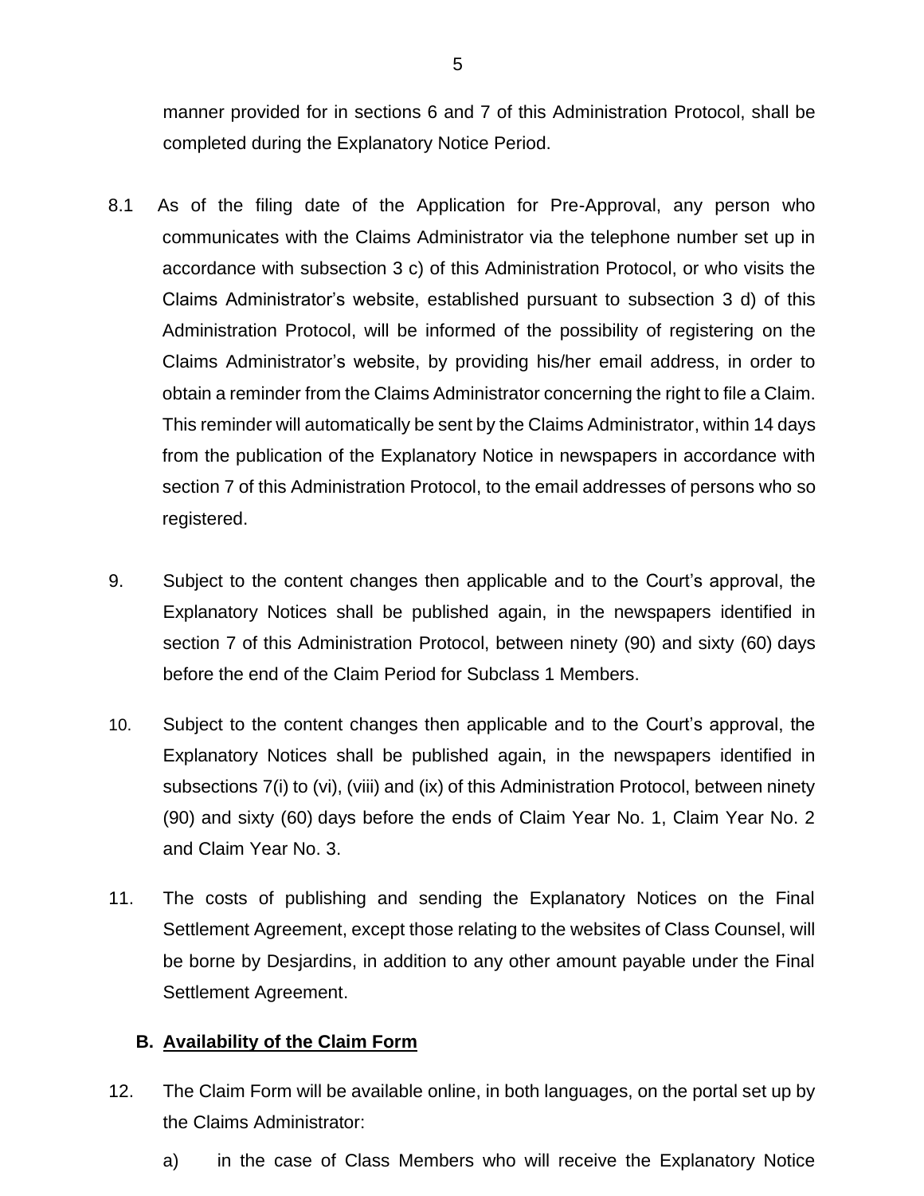manner provided for in sections 6 and 7 of this Administration Protocol, shall be completed during the Explanatory Notice Period.

8.1 As of the filing date of the Application for Pre-Approval, any person who communicates with the Claims Administrator via the telephone number set up in accordance with subsection 3 c) of this Administration Protocol, or who visits the Claims Administrator's website, established pursuant to subsection 3 d) of this Administration Protocol, will be informed of the possibility of registering on the Claims Administrator's website, by providing his/her email address, in order to obtain a reminder from the Claims Administrator concerning the right to file a Claim. This reminder will automatically be sent by the Claims Administrator, within 14 days from the publication of the Explanatory Notice in newspapers in accordance with section 7 of this Administration Protocol, to the email addresses of persons who so registered.

9. Subject to the content changes then applicable and to the Court's approval, the Explanatory Notices shall be published again, in the newspapers identified in section 7 of this Administration Protocol, between ninety (90) and sixty (60) days before the end of the Claim Period for Subclass 1 Members.

10. Subject to the content changes then applicable and to the Court's approval, the Explanatory Notices shall be published again, in the newspapers identified in subsections 7(i) to (vi), (viii) and (ix) of this Administration Protocol, between ninety (90) and sixty (60) days before the ends of Claim Year No. 1, Claim Year No. 2 and Claim Year No. 3.

11. The costs of publishing and sending the Explanatory Notices on the Final Settlement Agreement, except those relating to the websites of Class Counsel, will be borne by Desjardins, in addition to any other amount payable under the Final Settlement Agreement.

### B. Availability of the Claim Form

12. The Claim Form will be available online, in both languages, on the portal set up by the Claims Administrator:

   a) in the case of Class Members who will receive the Explanatory Notice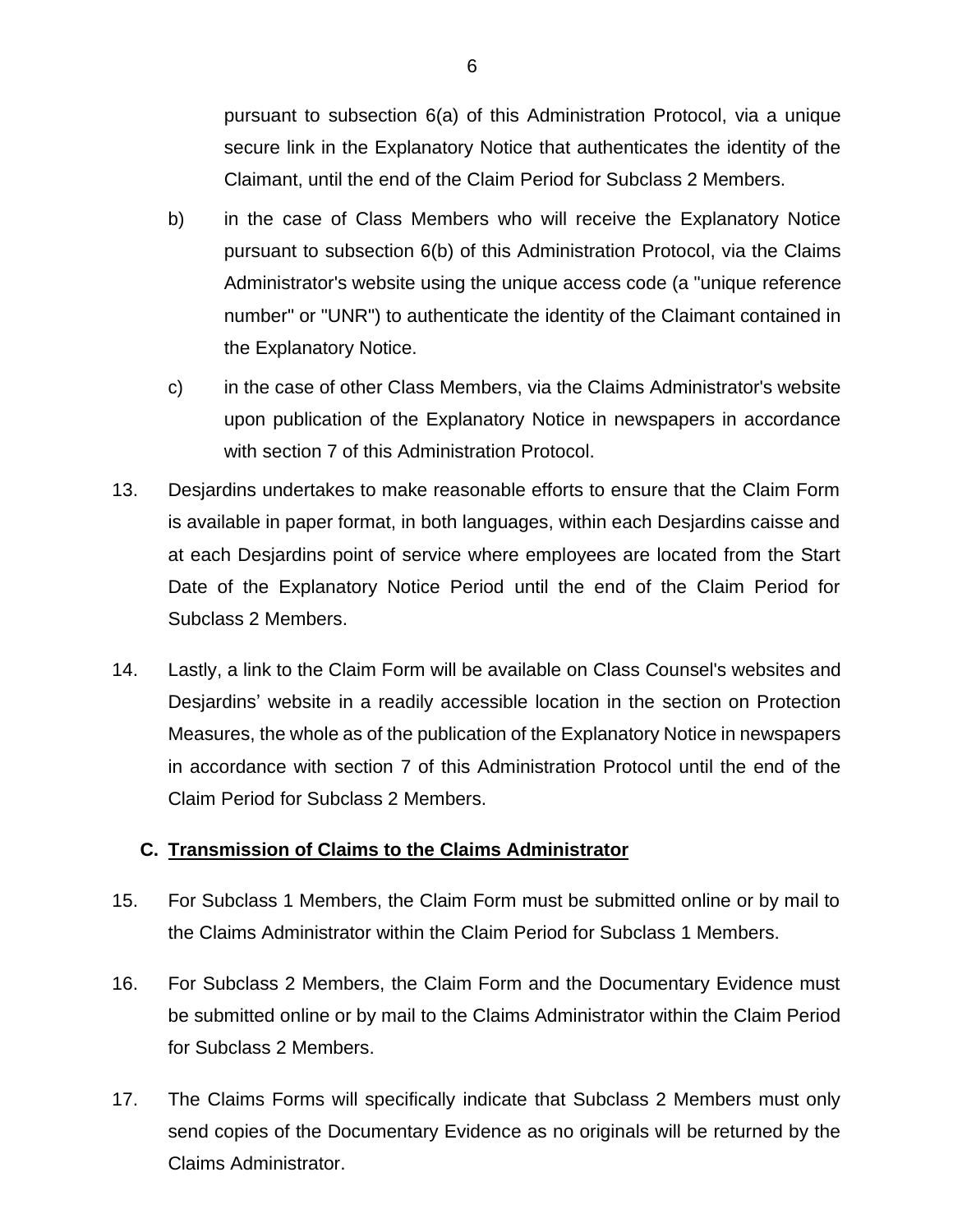pursuant to subsection 6(a) of this Administration Protocol, via a unique secure link in the Explanatory Notice that authenticates the identity of the Claimant, until the end of the Claim Period for Subclass 2 Members.

b) in the case of Class Members who will receive the Explanatory Notice pursuant to subsection 6(b) of this Administration Protocol, via the Claims Administrator's website using the unique access code (a "unique reference number" or "UNR") to authenticate the identity of the Claimant contained in the Explanatory Notice.

c) in the case of other Class Members, via the Claims Administrator's website upon publication of the Explanatory Notice in newspapers in accordance with section 7 of this Administration Protocol.

13. Desjardins undertakes to make reasonable efforts to ensure that the Claim Form is available in paper format, in both languages, within each Desjardins caisse and at each Desjardins point of service where employees are located from the Start Date of the Explanatory Notice Period until the end of the Claim Period for Subclass 2 Members.

14. Lastly, a link to the Claim Form will be available on Class Counsel's websites and Desjardins' website in a readily accessible location in the section on Protection Measures, the whole as of the publication of the Explanatory Notice in newspapers in accordance with section 7 of this Administration Protocol until the end of the Claim Period for Subclass 2 Members.

### C. Transmission of Claims to the Claims Administrator

15. For Subclass 1 Members, the Claim Form must be submitted online or by mail to the Claims Administrator within the Claim Period for Subclass 1 Members.

16. For Subclass 2 Members, the Claim Form and the Documentary Evidence must be submitted online or by mail to the Claims Administrator within the Claim Period for Subclass 2 Members.

17. The Claims Forms will specifically indicate that Subclass 2 Members must only send copies of the Documentary Evidence as no originals will be returned by the Claims Administrator.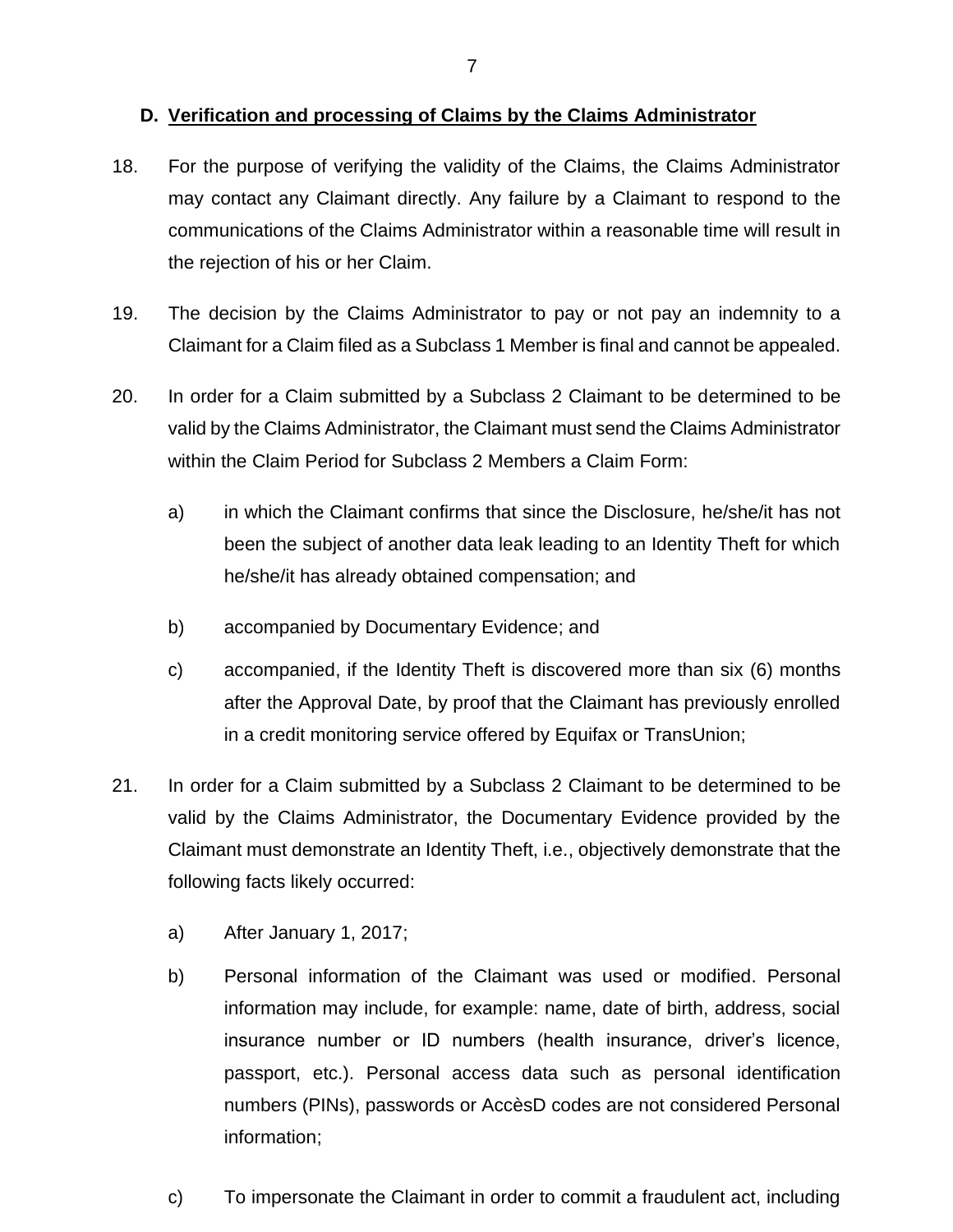### D. <u>Verification and processing of Claims by the Claims Administrator</u>

18. For the purpose of verifying the validity of the Claims, the Claims Administrator may contact any Claimant directly. Any failure by a Claimant to respond to the communications of the Claims Administrator within a reasonable time will result in the rejection of his or her Claim.

19. The decision by the Claims Administrator to pay or not pay an indemnity to a Claimant for a Claim filed as a Subclass 1 Member is final and cannot be appealed.

20. In order for a Claim submitted by a Subclass 2 Claimant to be determined to be valid by the Claims Administrator, the Claimant must send the Claims Administrator within the Claim Period for Subclass 2 Members a Claim Form:

    a) in which the Claimant confirms that since the Disclosure, he/she/it has not been the subject of another data leak leading to an Identity Theft for which he/she/it has already obtained compensation; and

    b) accompanied by Documentary Evidence; and

    c) accompanied, if the Identity Theft is discovered more than six (6) months after the Approval Date, by proof that the Claimant has previously enrolled in a credit monitoring service offered by Equifax or TransUnion;

21. In order for a Claim submitted by a Subclass 2 Claimant to be determined to be valid by the Claims Administrator, the Documentary Evidence provided by the Claimant must demonstrate an Identity Theft, i.e., objectively demonstrate that the following facts likely occurred:

    a) After January 1, 2017;

    b) Personal information of the Claimant was used or modified. Personal information may include, for example: name, date of birth, address, social insurance number or ID numbers (health insurance, driver's licence, passport, etc.). Personal access data such as personal identification numbers (PINs), passwords or AccèsD codes are not considered Personal information;

    c) To impersonate the Claimant in order to commit a fraudulent act, including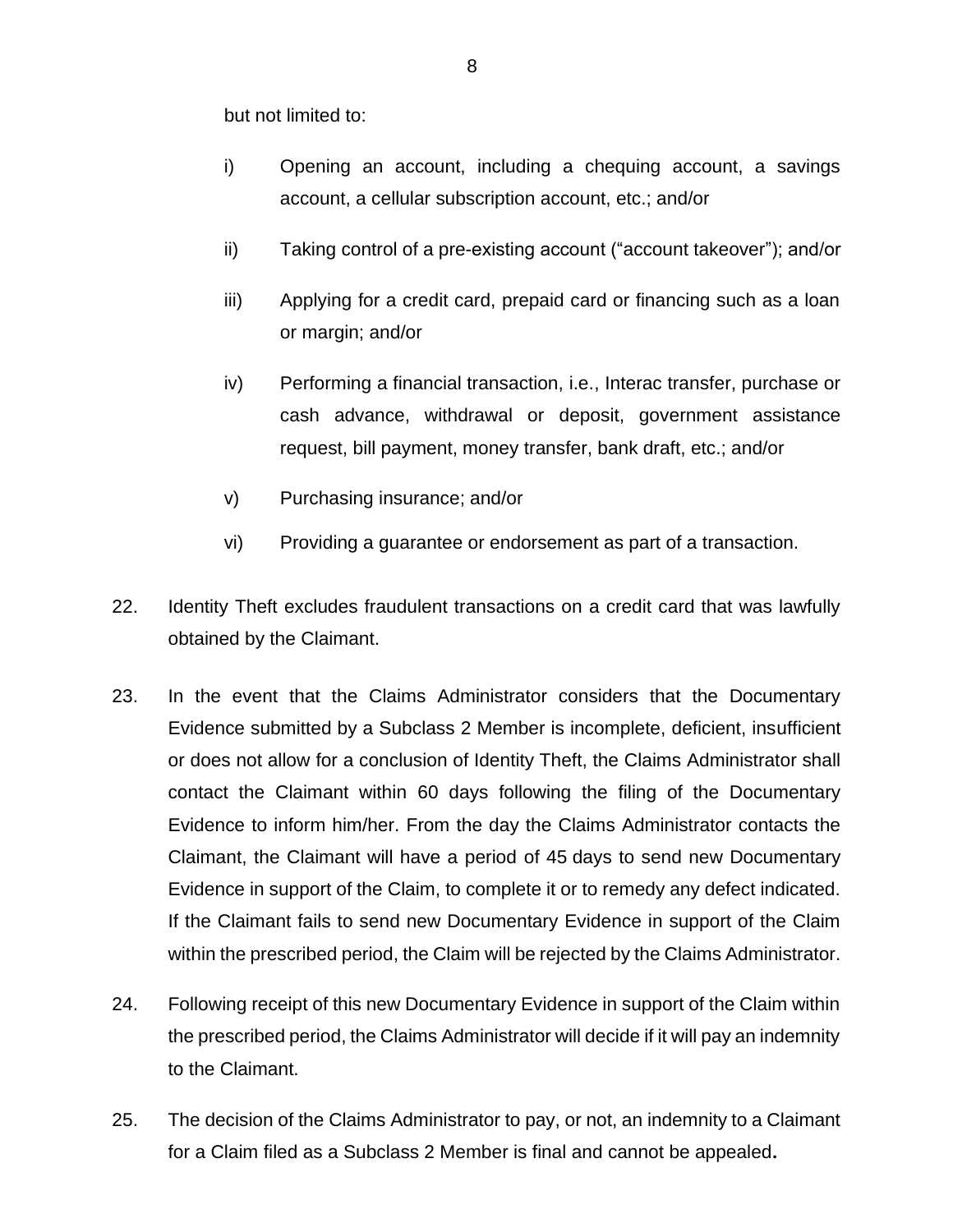but not limited to:

i) Opening an account, including a chequing account, a savings account, a cellular subscription account, etc.; and/or

ii) Taking control of a pre-existing account (“account takeover”); and/or

iii) Applying for a credit card, prepaid card or financing such as a loan or margin; and/or

iv) Performing a financial transaction, i.e., Interac transfer, purchase or cash advance, withdrawal or deposit, government assistance request, bill payment, money transfer, bank draft, etc.; and/or

v) Purchasing insurance; and/or

vi) Providing a guarantee or endorsement as part of a transaction.

22. Identity Theft excludes fraudulent transactions on a credit card that was lawfully obtained by the Claimant.

23. In the event that the Claims Administrator considers that the Documentary Evidence submitted by a Subclass 2 Member is incomplete, deficient, insufficient or does not allow for a conclusion of Identity Theft, the Claims Administrator shall contact the Claimant within 60 days following the filing of the Documentary Evidence to inform him/her. From the day the Claims Administrator contacts the Claimant, the Claimant will have a period of 45 days to send new Documentary Evidence in support of the Claim, to complete it or to remedy any defect indicated. If the Claimant fails to send new Documentary Evidence in support of the Claim within the prescribed period, the Claim will be rejected by the Claims Administrator.

24. Following receipt of this new Documentary Evidence in support of the Claim within the prescribed period, the Claims Administrator will decide if it will pay an indemnity to the Claimant.

25. The decision of the Claims Administrator to pay, or not, an indemnity to a Claimant for a Claim filed as a Subclass 2 Member is final and cannot be appealed.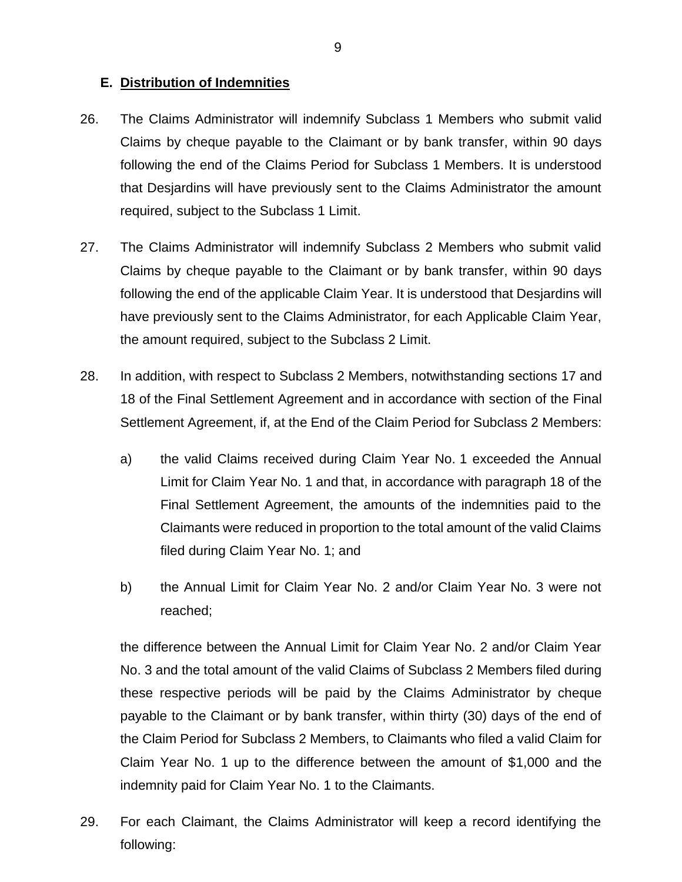### E. Distribution of Indemnities

26. The Claims Administrator will indemnify Subclass 1 Members who submit valid Claims by cheque payable to the Claimant or by bank transfer, within 90 days following the end of the Claims Period for Subclass 1 Members. It is understood that Desjardins will have previously sent to the Claims Administrator the amount required, subject to the Subclass 1 Limit.

27. The Claims Administrator will indemnify Subclass 2 Members who submit valid Claims by cheque payable to the Claimant or by bank transfer, within 90 days following the end of the applicable Claim Year. It is understood that Desjardins will have previously sent to the Claims Administrator, for each Applicable Claim Year, the amount required, subject to the Subclass 2 Limit.

28. In addition, with respect to Subclass 2 Members, notwithstanding sections 17 and 18 of the Final Settlement Agreement and in accordance with section of the Final Settlement Agreement, if, at the End of the Claim Period for Subclass 2 Members:

    a) the valid Claims received during Claim Year No. 1 exceeded the Annual Limit for Claim Year No. 1 and that, in accordance with paragraph 18 of the Final Settlement Agreement, the amounts of the indemnities paid to the Claimants were reduced in proportion to the total amount of the valid Claims filed during Claim Year No. 1; and

    b) the Annual Limit for Claim Year No. 2 and/or Claim Year No. 3 were not reached;

    the difference between the Annual Limit for Claim Year No. 2 and/or Claim Year No. 3 and the total amount of the valid Claims of Subclass 2 Members filed during these respective periods will be paid by the Claims Administrator by cheque payable to the Claimant or by bank transfer, within thirty (30) days of the end of the Claim Period for Subclass 2 Members, to Claimants who filed a valid Claim for Claim Year No. 1 up to the difference between the amount of $1,000 and the indemnity paid for Claim Year No. 1 to the Claimants.

29. For each Claimant, the Claims Administrator will keep a record identifying the following: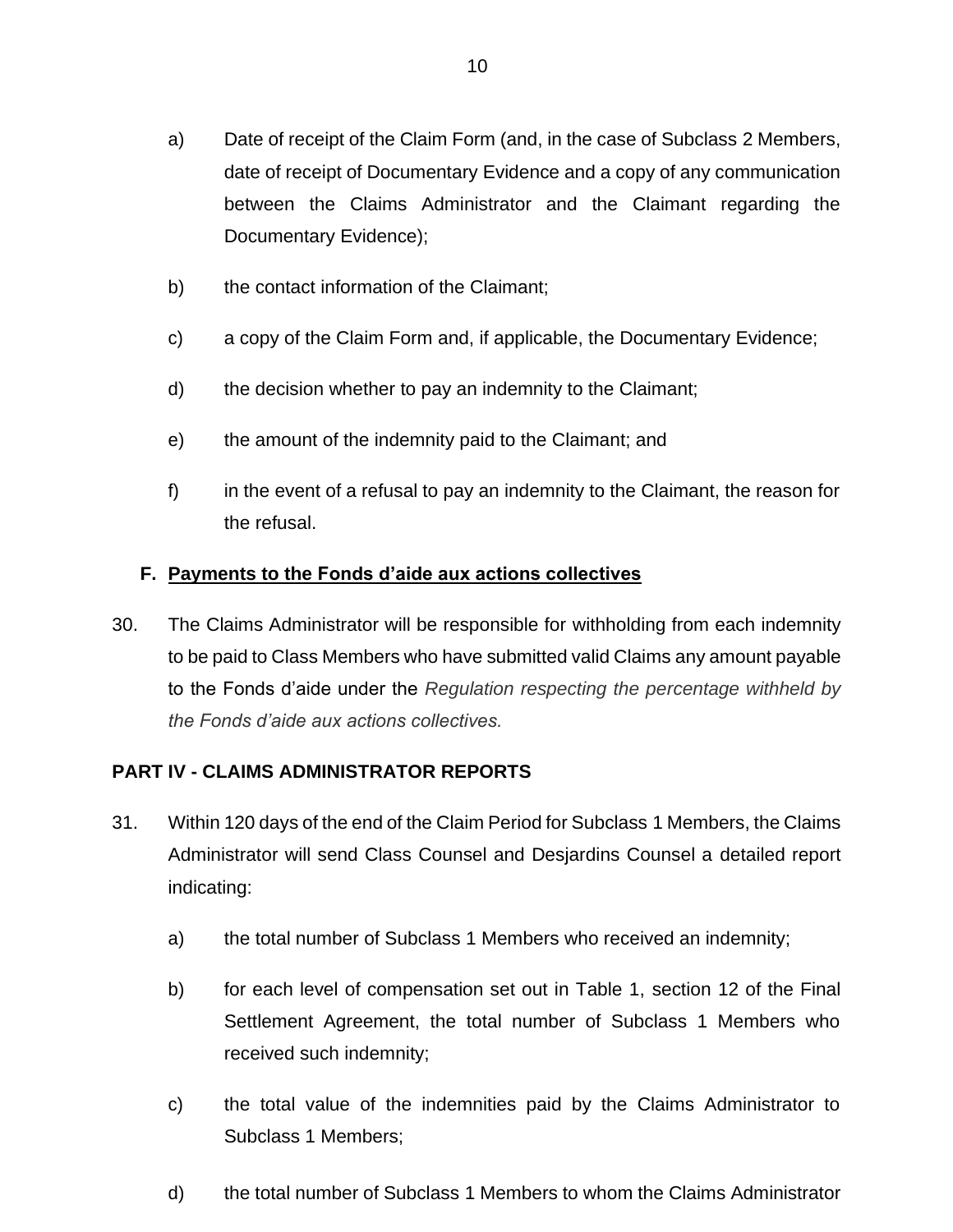a) Date of receipt of the Claim Form (and, in the case of Subclass 2 Members, date of receipt of Documentary Evidence and a copy of any communication between the Claims Administrator and the Claimant regarding the Documentary Evidence);

b) the contact information of the Claimant;

c) a copy of the Claim Form and, if applicable, the Documentary Evidence;

d) the decision whether to pay an indemnity to the Claimant;

e) the amount of the indemnity paid to the Claimant; and

f) in the event of a refusal to pay an indemnity to the Claimant, the reason for the refusal.

### F. Payments to the Fonds d'aide aux actions collectives

30. The Claims Administrator will be responsible for withholding from each indemnity to be paid to Class Members who have submitted valid Claims any amount payable to the Fonds d'aide under the *Regulation respecting the percentage withheld by the Fonds d'aide aux actions collectives.*

## PART IV - CLAIMS ADMINISTRATOR REPORTS

31. Within 120 days of the end of the Claim Period for Subclass 1 Members, the Claims Administrator will send Class Counsel and Desjardins Counsel a detailed report indicating:

    a) the total number of Subclass 1 Members who received an indemnity;

    b) for each level of compensation set out in Table 1, section 12 of the Final Settlement Agreement, the total number of Subclass 1 Members who received such indemnity;

    c) the total value of the indemnities paid by the Claims Administrator to Subclass 1 Members;

    d) the total number of Subclass 1 Members to whom the Claims Administrator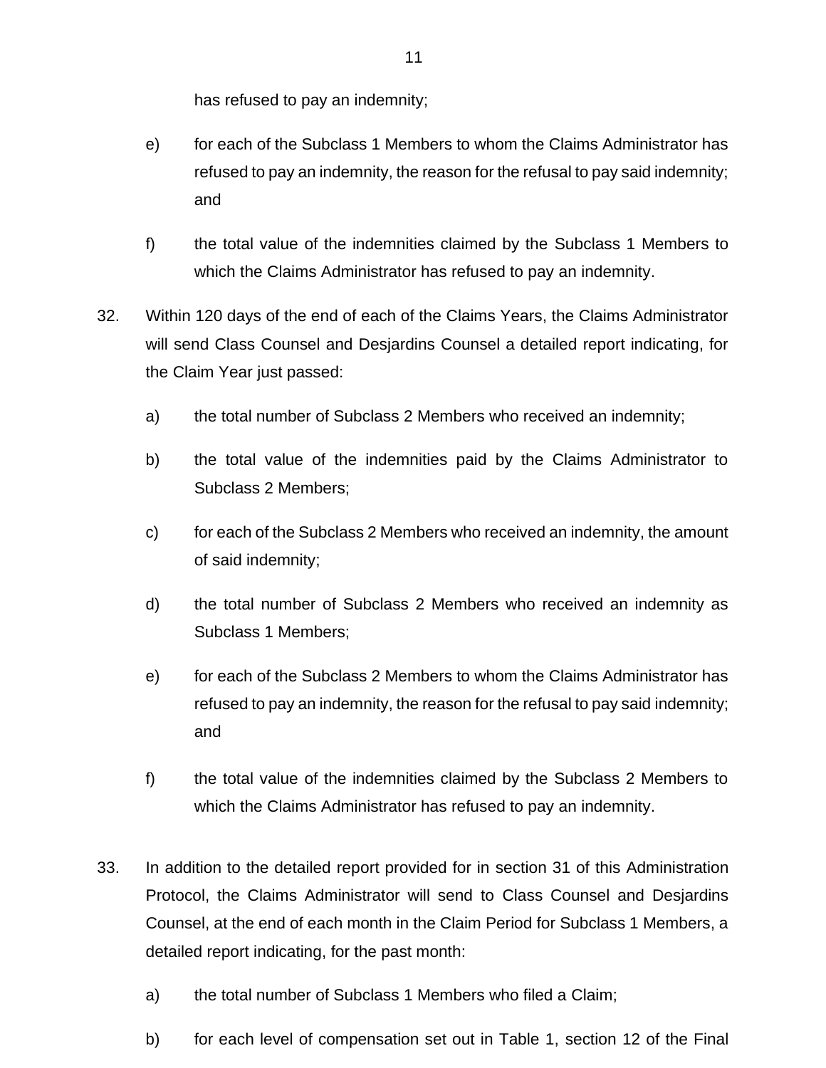has refused to pay an indemnity;

e) for each of the Subclass 1 Members to whom the Claims Administrator has refused to pay an indemnity, the reason for the refusal to pay said indemnity; and

f) the total value of the indemnities claimed by the Subclass 1 Members to which the Claims Administrator has refused to pay an indemnity.

32. Within 120 days of the end of each of the Claims Years, the Claims Administrator will send Class Counsel and Desjardins Counsel a detailed report indicating, for the Claim Year just passed:

a) the total number of Subclass 2 Members who received an indemnity;

b) the total value of the indemnities paid by the Claims Administrator to Subclass 2 Members;

c) for each of the Subclass 2 Members who received an indemnity, the amount of said indemnity;

d) the total number of Subclass 2 Members who received an indemnity as Subclass 1 Members;

e) for each of the Subclass 2 Members to whom the Claims Administrator has refused to pay an indemnity, the reason for the refusal to pay said indemnity; and

f) the total value of the indemnities claimed by the Subclass 2 Members to which the Claims Administrator has refused to pay an indemnity.

33. In addition to the detailed report provided for in section 31 of this Administration Protocol, the Claims Administrator will send to Class Counsel and Desjardins Counsel, at the end of each month in the Claim Period for Subclass 1 Members, a detailed report indicating, for the past month:

a) the total number of Subclass 1 Members who filed a Claim;

b) for each level of compensation set out in Table 1, section 12 of the Final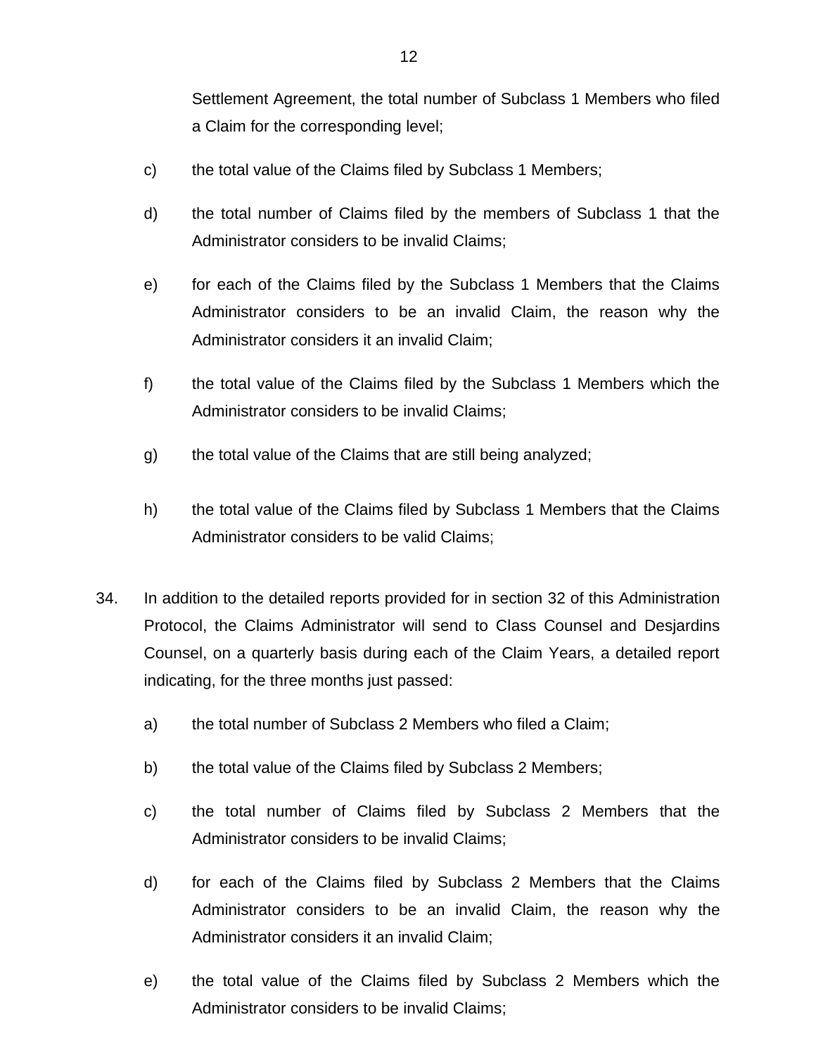Settlement Agreement, the total number of Subclass 1 Members who filed a Claim for the corresponding level;

c) the total value of the Claims filed by Subclass 1 Members;

d) the total number of Claims filed by the members of Subclass 1 that the Administrator considers to be invalid Claims;

e) for each of the Claims filed by the Subclass 1 Members that the Claims Administrator considers to be an invalid Claim, the reason why the Administrator considers it an invalid Claim;

f) the total value of the Claims filed by the Subclass 1 Members which the Administrator considers to be invalid Claims;

g) the total value of the Claims that are still being analyzed;

h) the total value of the Claims filed by Subclass 1 Members that the Claims Administrator considers to be valid Claims;

34. In addition to the detailed reports provided for in section 32 of this Administration Protocol, the Claims Administrator will send to Class Counsel and Desjardins Counsel, on a quarterly basis during each of the Claim Years, a detailed report indicating, for the three months just passed:

a) the total number of Subclass 2 Members who filed a Claim;

b) the total value of the Claims filed by Subclass 2 Members;

c) the total number of Claims filed by Subclass 2 Members that the Administrator considers to be invalid Claims;

d) for each of the Claims filed by Subclass 2 Members that the Claims Administrator considers to be an invalid Claim, the reason why the Administrator considers it an invalid Claim;

e) the total value of the Claims filed by Subclass 2 Members which the Administrator considers to be invalid Claims;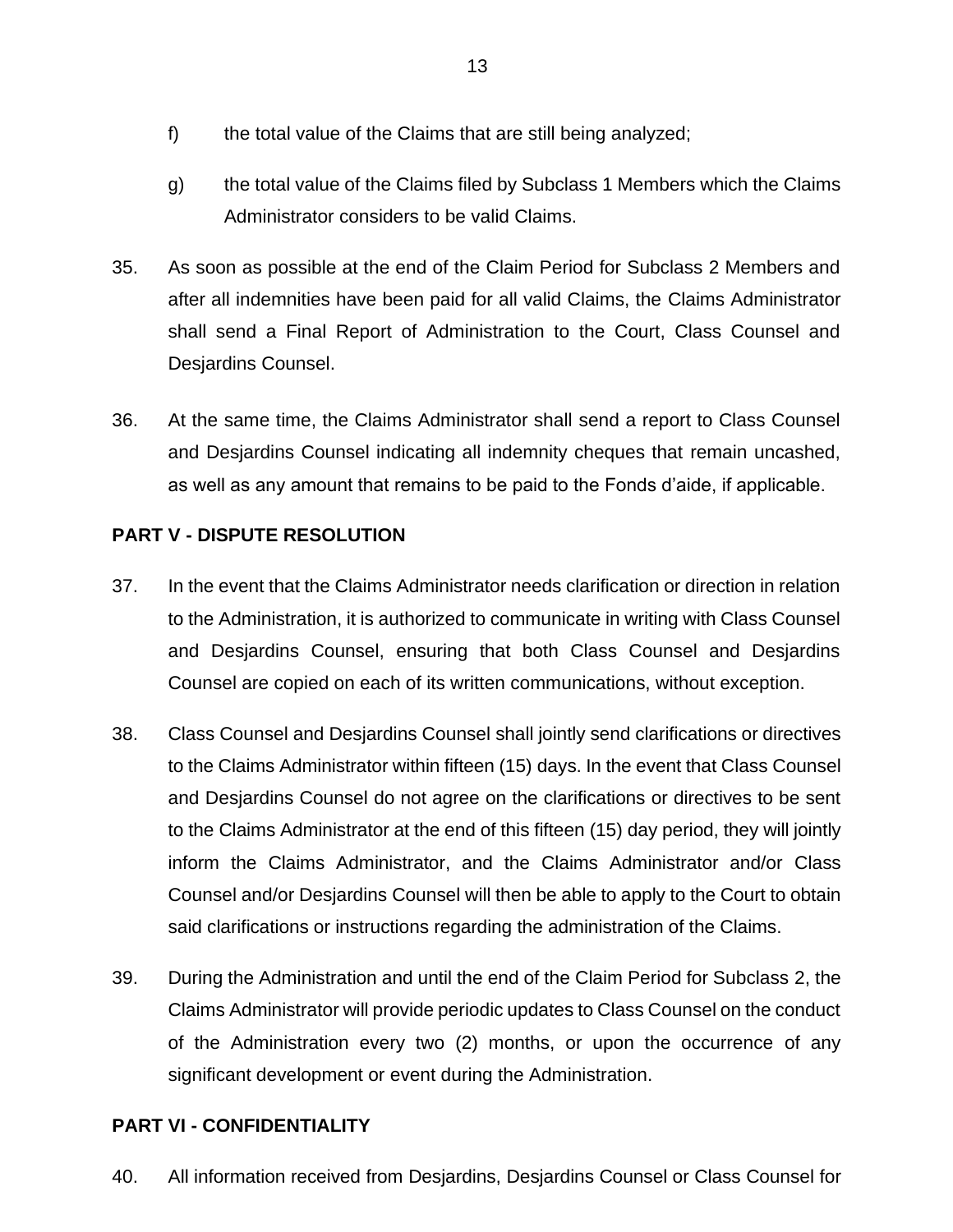f) the total value of the Claims that are still being analyzed;

g) the total value of the Claims filed by Subclass 1 Members which the Claims Administrator considers to be valid Claims.

35. As soon as possible at the end of the Claim Period for Subclass 2 Members and after all indemnities have been paid for all valid Claims, the Claims Administrator shall send a Final Report of Administration to the Court, Class Counsel and Desjardins Counsel.

36. At the same time, the Claims Administrator shall send a report to Class Counsel and Desjardins Counsel indicating all indemnity cheques that remain uncashed, as well as any amount that remains to be paid to the Fonds d'aide, if applicable.

## PART V - DISPUTE RESOLUTION

37. In the event that the Claims Administrator needs clarification or direction in relation to the Administration, it is authorized to communicate in writing with Class Counsel and Desjardins Counsel, ensuring that both Class Counsel and Desjardins Counsel are copied on each of its written communications, without exception.

38. Class Counsel and Desjardins Counsel shall jointly send clarifications or directives to the Claims Administrator within fifteen (15) days. In the event that Class Counsel and Desjardins Counsel do not agree on the clarifications or directives to be sent to the Claims Administrator at the end of this fifteen (15) day period, they will jointly inform the Claims Administrator, and the Claims Administrator and/or Class Counsel and/or Desjardins Counsel will then be able to apply to the Court to obtain said clarifications or instructions regarding the administration of the Claims.

39. During the Administration and until the end of the Claim Period for Subclass 2, the Claims Administrator will provide periodic updates to Class Counsel on the conduct of the Administration every two (2) months, or upon the occurrence of any significant development or event during the Administration.

## PART VI - CONFIDENTIALITY

40. All information received from Desjardins, Desjardins Counsel or Class Counsel for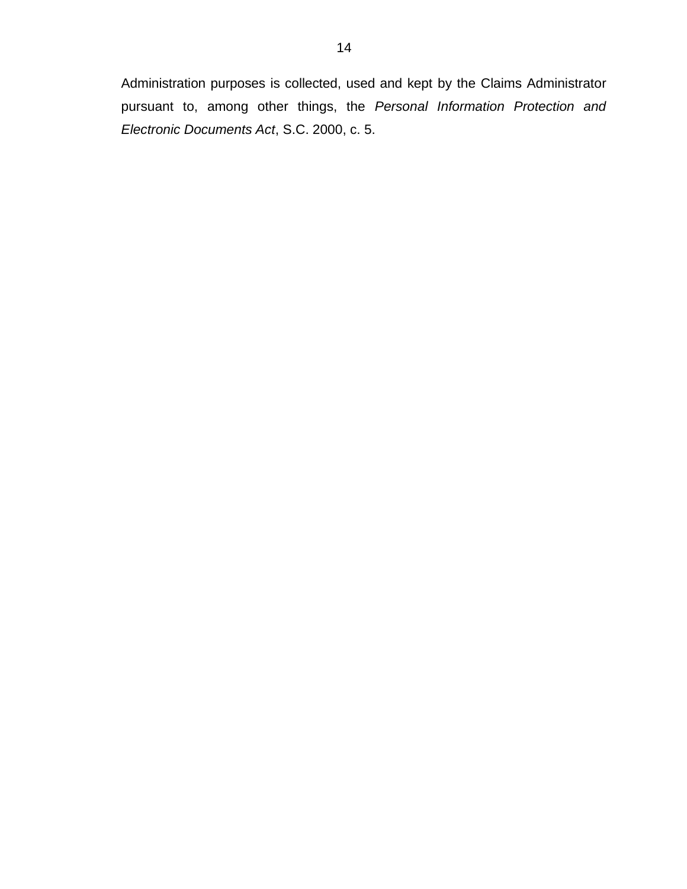Administration purposes is collected, used and kept by the Claims Administrator pursuant to, among other things, the *Personal Information Protection and Electronic Documents Act*, S.C. 2000, c. 5.